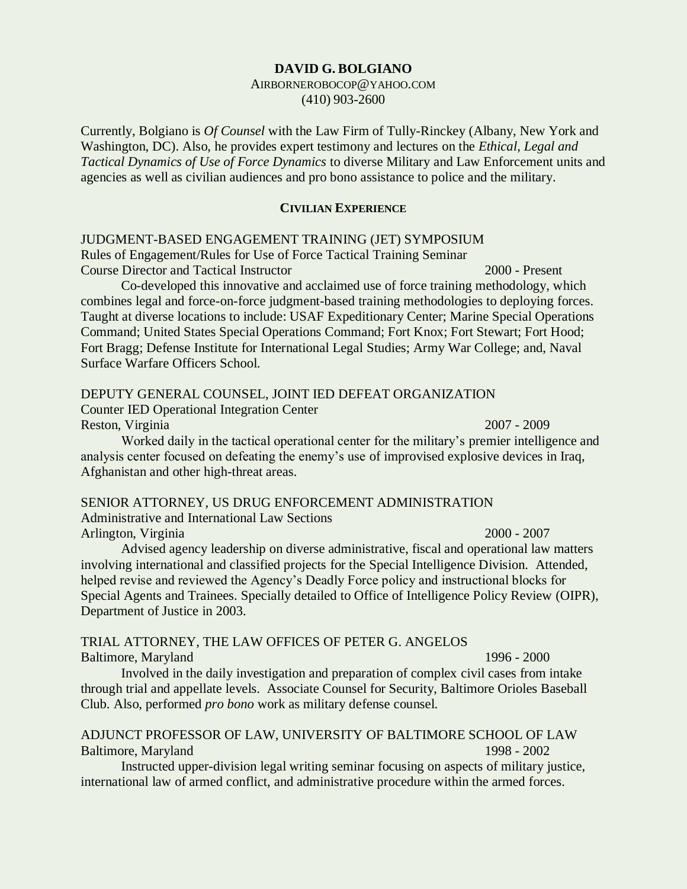**DAVID G. BOLGIANO**

AIRBORNEROBOCOP@YAHOO.COM

(410) 903-2600

Currently, Bolgiano is *Of Counsel* with the Law Firm of Tully-Rinckey (Albany, New York and Washington, DC). Also, he provides expert testimony and lectures on the *Ethical, Legal and Tactical Dynamics of Use of Force Dynamics* to diverse Military and Law Enforcement units and agencies as well as civilian audiences and pro bono assistance to police and the military.

## CIVILIAN EXPERIENCE

JUDGMENT-BASED ENGAGEMENT TRAINING (JET) SYMPOSIUM
Rules of Engagement/Rules for Use of Force Tactical Training Seminar
Course Director and Tactical Instructor 2000 - Present

Co-developed this innovative and acclaimed use of force training methodology, which combines legal and force-on-force judgment-based training methodologies to deploying forces. Taught at diverse locations to include: USAF Expeditionary Center; Marine Special Operations Command; United States Special Operations Command; Fort Knox; Fort Stewart; Fort Hood; Fort Bragg; Defense Institute for International Legal Studies; Army War College; and, Naval Surface Warfare Officers School.

DEPUTY GENERAL COUNSEL, JOINT IED DEFEAT ORGANIZATION
Counter IED Operational Integration Center
Reston, Virginia 2007 - 2009

Worked daily in the tactical operational center for the military's premier intelligence and analysis center focused on defeating the enemy's use of improvised explosive devices in Iraq, Afghanistan and other high-threat areas.

SENIOR ATTORNEY, US DRUG ENFORCEMENT ADMINISTRATION
Administrative and International Law Sections
Arlington, Virginia 2000 - 2007

Advised agency leadership on diverse administrative, fiscal and operational law matters involving international and classified projects for the Special Intelligence Division. Attended, helped revise and reviewed the Agency's Deadly Force policy and instructional blocks for Special Agents and Trainees. Specially detailed to Office of Intelligence Policy Review (OIPR), Department of Justice in 2003.

TRIAL ATTORNEY, THE LAW OFFICES OF PETER G. ANGELOS
Baltimore, Maryland 1996 - 2000

Involved in the daily investigation and preparation of complex civil cases from intake through trial and appellate levels. Associate Counsel for Security, Baltimore Orioles Baseball Club. Also, performed *pro bono* work as military defense counsel.

ADJUNCT PROFESSOR OF LAW, UNIVERSITY OF BALTIMORE SCHOOL OF LAW
Baltimore, Maryland 1998 - 2002

Instructed upper-division legal writing seminar focusing on aspects of military justice, international law of armed conflict, and administrative procedure within the armed forces.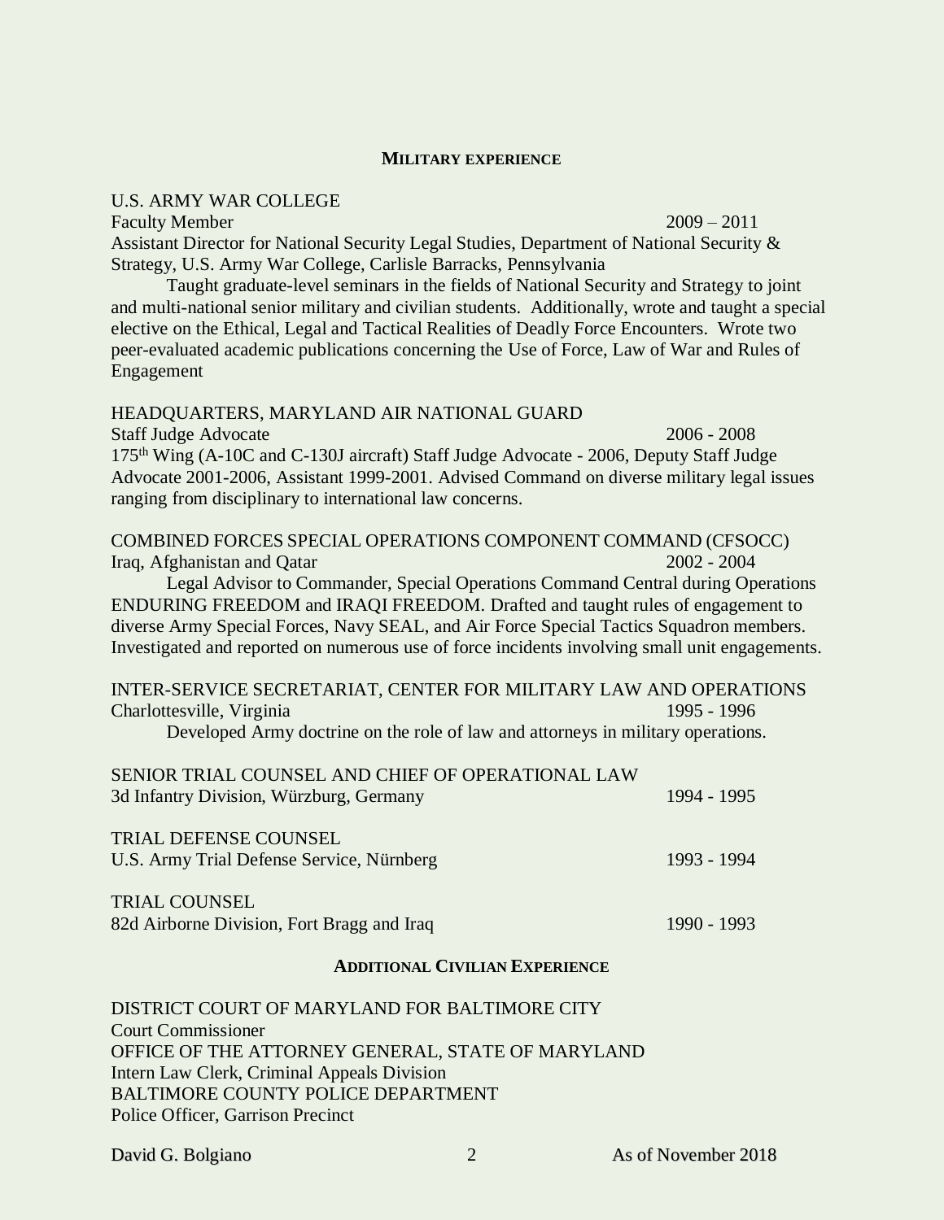## MILITARY EXPERIENCE

U.S. ARMY WAR COLLEGE
Faculty Member 2009 – 2011
Assistant Director for National Security Legal Studies, Department of National Security & Strategy, U.S. Army War College, Carlisle Barracks, Pennsylvania

Taught graduate-level seminars in the fields of National Security and Strategy to joint and multi-national senior military and civilian students. Additionally, wrote and taught a special elective on the Ethical, Legal and Tactical Realities of Deadly Force Encounters. Wrote two peer-evaluated academic publications concerning the Use of Force, Law of War and Rules of Engagement

HEADQUARTERS, MARYLAND AIR NATIONAL GUARD
Staff Judge Advocate 2006 - 2008
175th Wing (A-10C and C-130J aircraft) Staff Judge Advocate - 2006, Deputy Staff Judge Advocate 2001-2006, Assistant 1999-2001. Advised Command on diverse military legal issues ranging from disciplinary to international law concerns.

COMBINED FORCES SPECIAL OPERATIONS COMPONENT COMMAND (CFSOCC)
Iraq, Afghanistan and Qatar 2002 - 2004

Legal Advisor to Commander, Special Operations Command Central during Operations ENDURING FREEDOM and IRAQI FREEDOM. Drafted and taught rules of engagement to diverse Army Special Forces, Navy SEAL, and Air Force Special Tactics Squadron members. Investigated and reported on numerous use of force incidents involving small unit engagements.

INTER-SERVICE SECRETARIAT, CENTER FOR MILITARY LAW AND OPERATIONS
Charlottesville, Virginia 1995 - 1996

Developed Army doctrine on the role of law and attorneys in military operations.

SENIOR TRIAL COUNSEL AND CHIEF OF OPERATIONAL LAW
3d Infantry Division, Würzburg, Germany 1994 - 1995

TRIAL DEFENSE COUNSEL
U.S. Army Trial Defense Service, Nürnberg 1993 - 1994

TRIAL COUNSEL
82d Airborne Division, Fort Bragg and Iraq 1990 - 1993

## ADDITIONAL CIVILIAN EXPERIENCE

DISTRICT COURT OF MARYLAND FOR BALTIMORE CITY
Court Commissioner
OFFICE OF THE ATTORNEY GENERAL, STATE OF MARYLAND
Intern Law Clerk, Criminal Appeals Division
BALTIMORE COUNTY POLICE DEPARTMENT
Police Officer, Garrison Precinct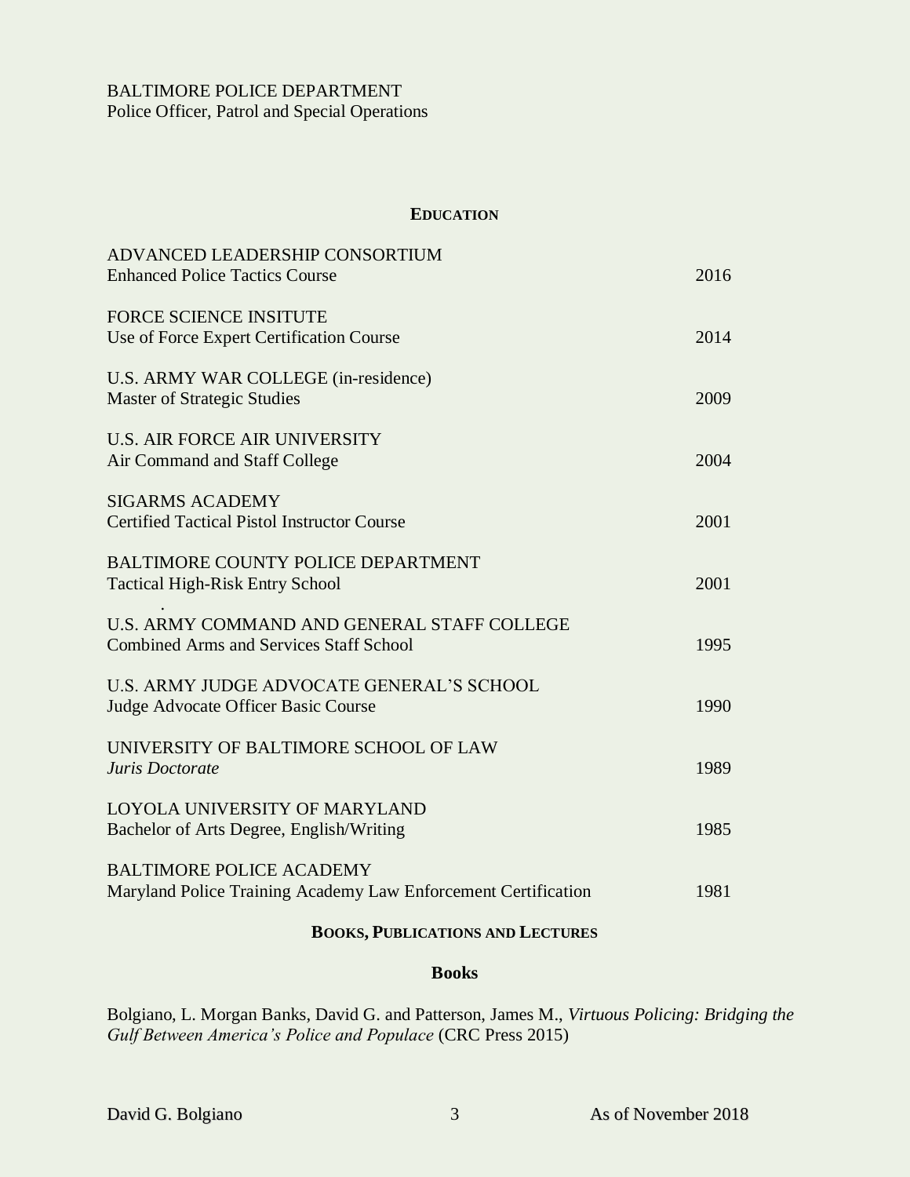BALTIMORE POLICE DEPARTMENT
Police Officer, Patrol and Special Operations

## **EDUCATION**

ADVANCED LEADERSHIP CONSORTIUM
Enhanced Police Tactics Course — 2016

FORCE SCIENCE INSITUTE
Use of Force Expert Certification Course — 2014

U.S. ARMY WAR COLLEGE (in-residence)
Master of Strategic Studies — 2009

U.S. AIR FORCE AIR UNIVERSITY
Air Command and Staff College — 2004

SIGARMS ACADEMY
Certified Tactical Pistol Instructor Course — 2001

BALTIMORE COUNTY POLICE DEPARTMENT
Tactical High-Risk Entry School — 2001

U.S. ARMY COMMAND AND GENERAL STAFF COLLEGE
Combined Arms and Services Staff School — 1995

U.S. ARMY JUDGE ADVOCATE GENERAL'S SCHOOL
Judge Advocate Officer Basic Course — 1990

UNIVERSITY OF BALTIMORE SCHOOL OF LAW
*Juris Doctorate* — 1989

LOYOLA UNIVERSITY OF MARYLAND
Bachelor of Arts Degree, English/Writing — 1985

BALTIMORE POLICE ACADEMY
Maryland Police Training Academy Law Enforcement Certification — 1981

## **BOOKS, PUBLICATIONS AND LECTURES**

### **Books**

Bolgiano, L. Morgan Banks, David G. and Patterson, James M., *Virtuous Policing: Bridging the Gulf Between America's Police and Populace* (CRC Press 2015)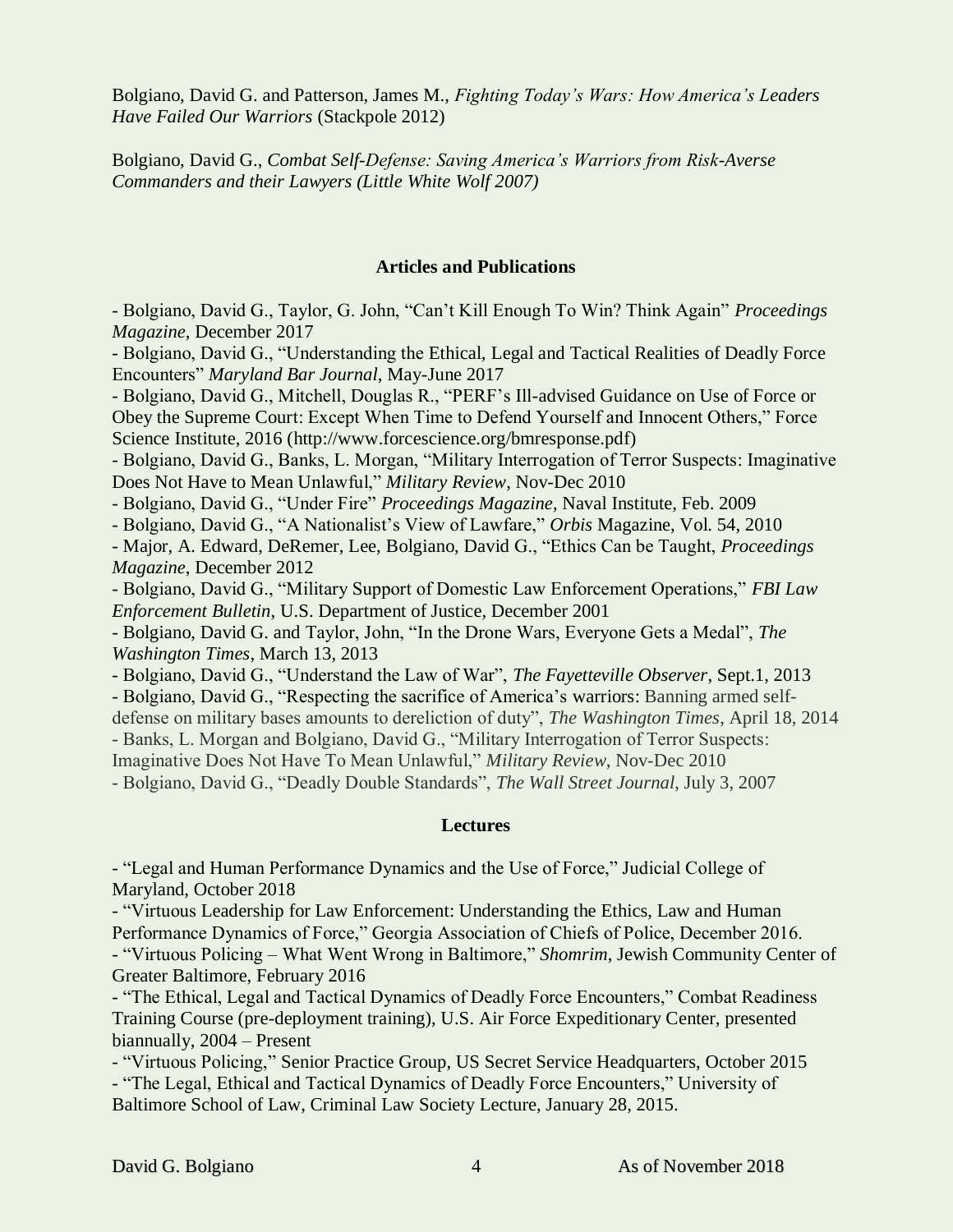Bolgiano, David G. and Patterson, James M., *Fighting Today's Wars: How America's Leaders Have Failed Our Warriors* (Stackpole 2012)

Bolgiano, David G., *Combat Self-Defense: Saving America's Warriors from Risk-Averse Commanders and their Lawyers (Little White Wolf 2007)*

## Articles and Publications

- Bolgiano, David G., Taylor, G. John, "Can't Kill Enough To Win? Think Again" *Proceedings Magazine*, December 2017
- Bolgiano, David G., "Understanding the Ethical, Legal and Tactical Realities of Deadly Force Encounters" *Maryland Bar Journal*, May-June 2017
- Bolgiano, David G., Mitchell, Douglas R., "PERF's Ill-advised Guidance on Use of Force or Obey the Supreme Court: Except When Time to Defend Yourself and Innocent Others," Force Science Institute, 2016 (http://www.forcescience.org/bmresponse.pdf)
- Bolgiano, David G., Banks, L. Morgan, "Military Interrogation of Terror Suspects: Imaginative Does Not Have to Mean Unlawful," *Military Review*, Nov-Dec 2010
- Bolgiano, David G., "Under Fire" *Proceedings Magazine*, Naval Institute, Feb. 2009
- Bolgiano, David G., "A Nationalist's View of Lawfare," *Orbis* Magazine, Vol. 54, 2010
- Major, A. Edward, DeRemer, Lee, Bolgiano, David G., "Ethics Can be Taught, *Proceedings Magazine*, December 2012
- Bolgiano, David G., "Military Support of Domestic Law Enforcement Operations," *FBI Law Enforcement Bulletin*, U.S. Department of Justice, December 2001
- Bolgiano, David G. and Taylor, John, "In the Drone Wars, Everyone Gets a Medal", *The Washington Times*, March 13, 2013
- Bolgiano, David G., "Understand the Law of War", *The Fayetteville Observer*, Sept.1, 2013
- Bolgiano, David G., "Respecting the sacrifice of America's warriors: Banning armed self-defense on military bases amounts to dereliction of duty", *The Washington Times*, April 18, 2014
- Banks, L. Morgan and Bolgiano, David G., "Military Interrogation of Terror Suspects: Imaginative Does Not Have To Mean Unlawful," *Military Review*, Nov-Dec 2010
- Bolgiano, David G., "Deadly Double Standards", *The Wall Street Journal*, July 3, 2007

## Lectures

- "Legal and Human Performance Dynamics and the Use of Force," Judicial College of Maryland, October 2018
- "Virtuous Leadership for Law Enforcement: Understanding the Ethics, Law and Human Performance Dynamics of Force," Georgia Association of Chiefs of Police, December 2016.
- "Virtuous Policing – What Went Wrong in Baltimore," *Shomrim*, Jewish Community Center of Greater Baltimore, February 2016
- "The Ethical, Legal and Tactical Dynamics of Deadly Force Encounters," Combat Readiness Training Course (pre-deployment training), U.S. Air Force Expeditionary Center, presented biannually, 2004 – Present
- "Virtuous Policing," Senior Practice Group, US Secret Service Headquarters, October 2015
- "The Legal, Ethical and Tactical Dynamics of Deadly Force Encounters," University of Baltimore School of Law, Criminal Law Society Lecture, January 28, 2015.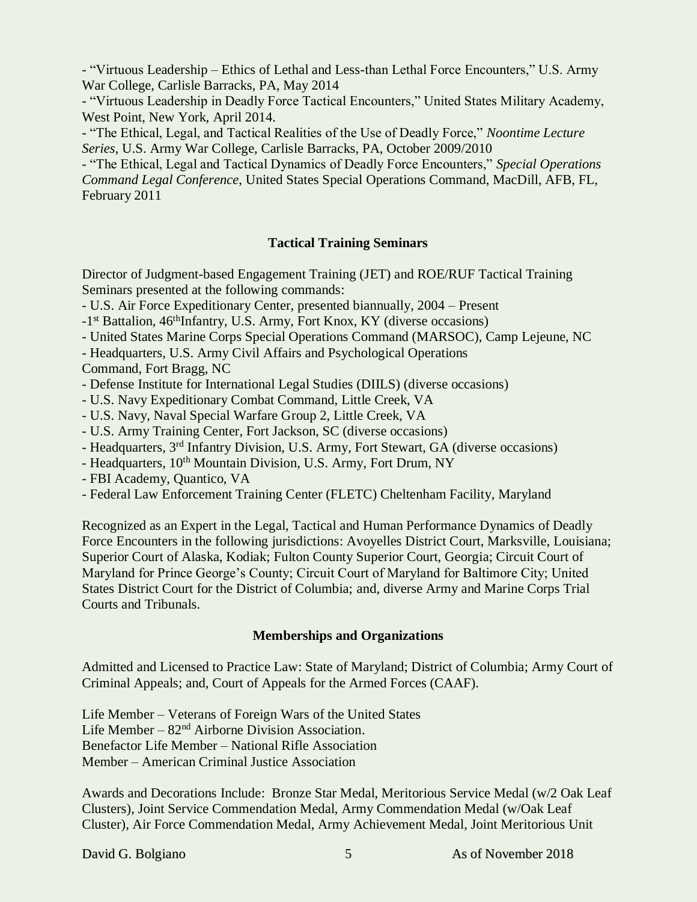- "Virtuous Leadership – Ethics of Lethal and Less-than Lethal Force Encounters," U.S. Army War College, Carlisle Barracks, PA, May 2014
- "Virtuous Leadership in Deadly Force Tactical Encounters," United States Military Academy, West Point, New York, April 2014.
- "The Ethical, Legal, and Tactical Realities of the Use of Deadly Force," *Noontime Lecture Series*, U.S. Army War College, Carlisle Barracks, PA, October 2009/2010
- "The Ethical, Legal and Tactical Dynamics of Deadly Force Encounters," *Special Operations Command Legal Conference*, United States Special Operations Command, MacDill, AFB, FL, February 2011

### Tactical Training Seminars

Director of Judgment-based Engagement Training (JET) and ROE/RUF Tactical Training Seminars presented at the following commands:

- U.S. Air Force Expeditionary Center, presented biannually, 2004 – Present
- 1st Battalion, 46thInfantry, U.S. Army, Fort Knox, KY (diverse occasions)
- United States Marine Corps Special Operations Command (MARSOC), Camp Lejeune, NC
- Headquarters, U.S. Army Civil Affairs and Psychological Operations Command, Fort Bragg, NC
- Defense Institute for International Legal Studies (DIILS) (diverse occasions)
- U.S. Navy Expeditionary Combat Command, Little Creek, VA
- U.S. Navy, Naval Special Warfare Group 2, Little Creek, VA
- U.S. Army Training Center, Fort Jackson, SC (diverse occasions)
- Headquarters, 3rd Infantry Division, U.S. Army, Fort Stewart, GA (diverse occasions)
- Headquarters, 10th Mountain Division, U.S. Army, Fort Drum, NY
- FBI Academy, Quantico, VA
- Federal Law Enforcement Training Center (FLETC) Cheltenham Facility, Maryland

Recognized as an Expert in the Legal, Tactical and Human Performance Dynamics of Deadly Force Encounters in the following jurisdictions: Avoyelles District Court, Marksville, Louisiana; Superior Court of Alaska, Kodiak; Fulton County Superior Court, Georgia; Circuit Court of Maryland for Prince George's County; Circuit Court of Maryland for Baltimore City; United States District Court for the District of Columbia; and, diverse Army and Marine Corps Trial Courts and Tribunals.

### Memberships and Organizations

Admitted and Licensed to Practice Law: State of Maryland; District of Columbia; Army Court of Criminal Appeals; and, Court of Appeals for the Armed Forces (CAAF).

Life Member – Veterans of Foreign Wars of the United States
Life Member – 82nd Airborne Division Association.
Benefactor Life Member – National Rifle Association
Member – American Criminal Justice Association

Awards and Decorations Include: Bronze Star Medal, Meritorious Service Medal (w/2 Oak Leaf Clusters), Joint Service Commendation Medal, Army Commendation Medal (w/Oak Leaf Cluster), Air Force Commendation Medal, Army Achievement Medal, Joint Meritorious Unit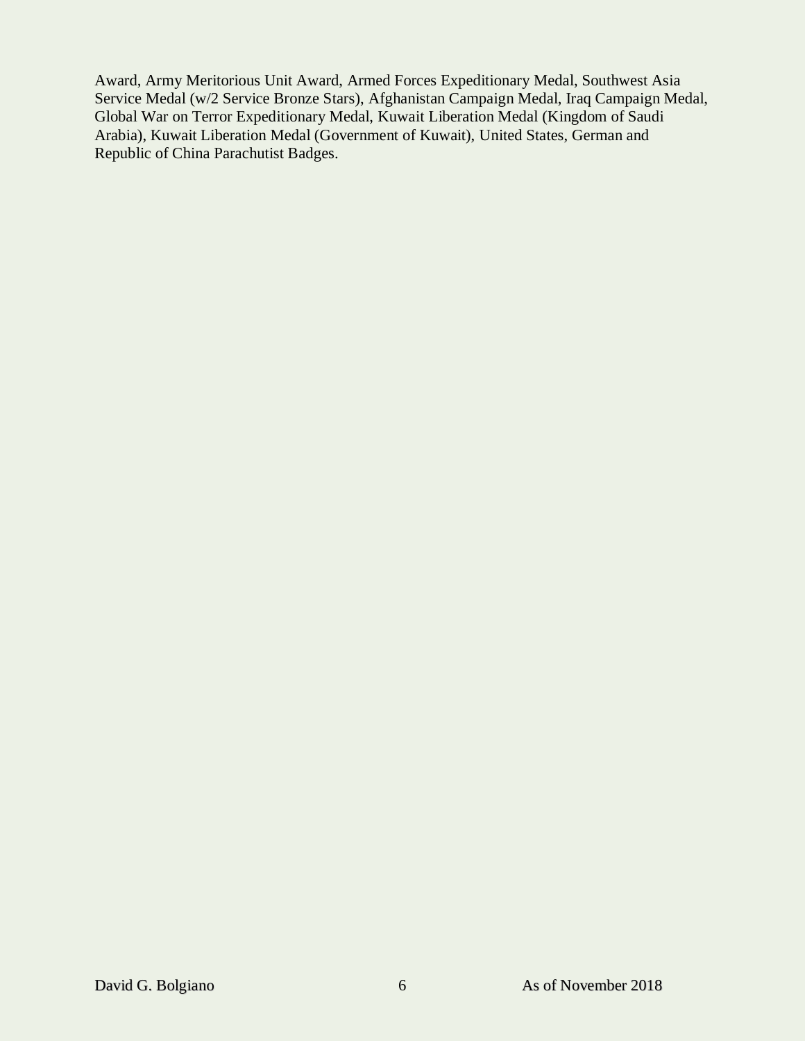Award, Army Meritorious Unit Award, Armed Forces Expeditionary Medal, Southwest Asia Service Medal (w/2 Service Bronze Stars), Afghanistan Campaign Medal, Iraq Campaign Medal, Global War on Terror Expeditionary Medal, Kuwait Liberation Medal (Kingdom of Saudi Arabia), Kuwait Liberation Medal (Government of Kuwait), United States, German and Republic of China Parachutist Badges.